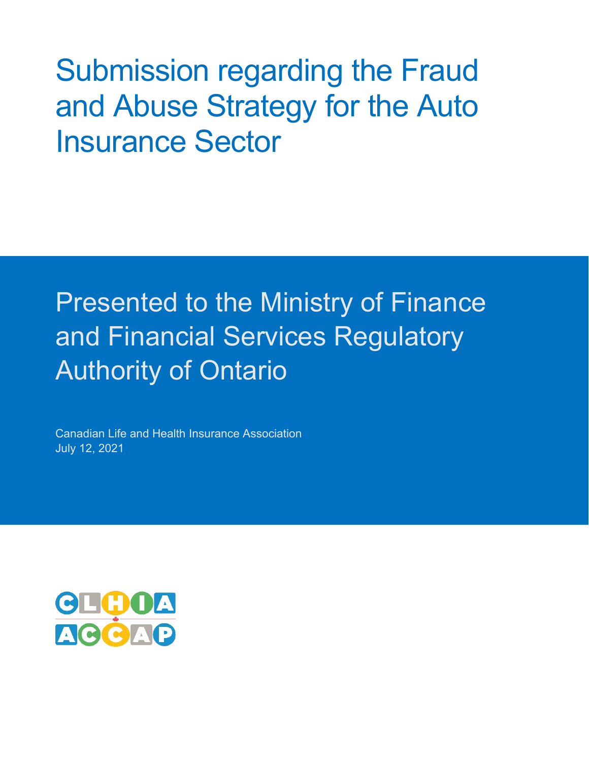# Submission regarding the Fraud and Abuse Strategy for the Auto Insurance Sector

## Presented to the Ministry of Finance and Financial Services Regulatory Authority of Ontario

Canadian Life and Health Insurance Association
July 12, 2021

CLHIA
ACCAP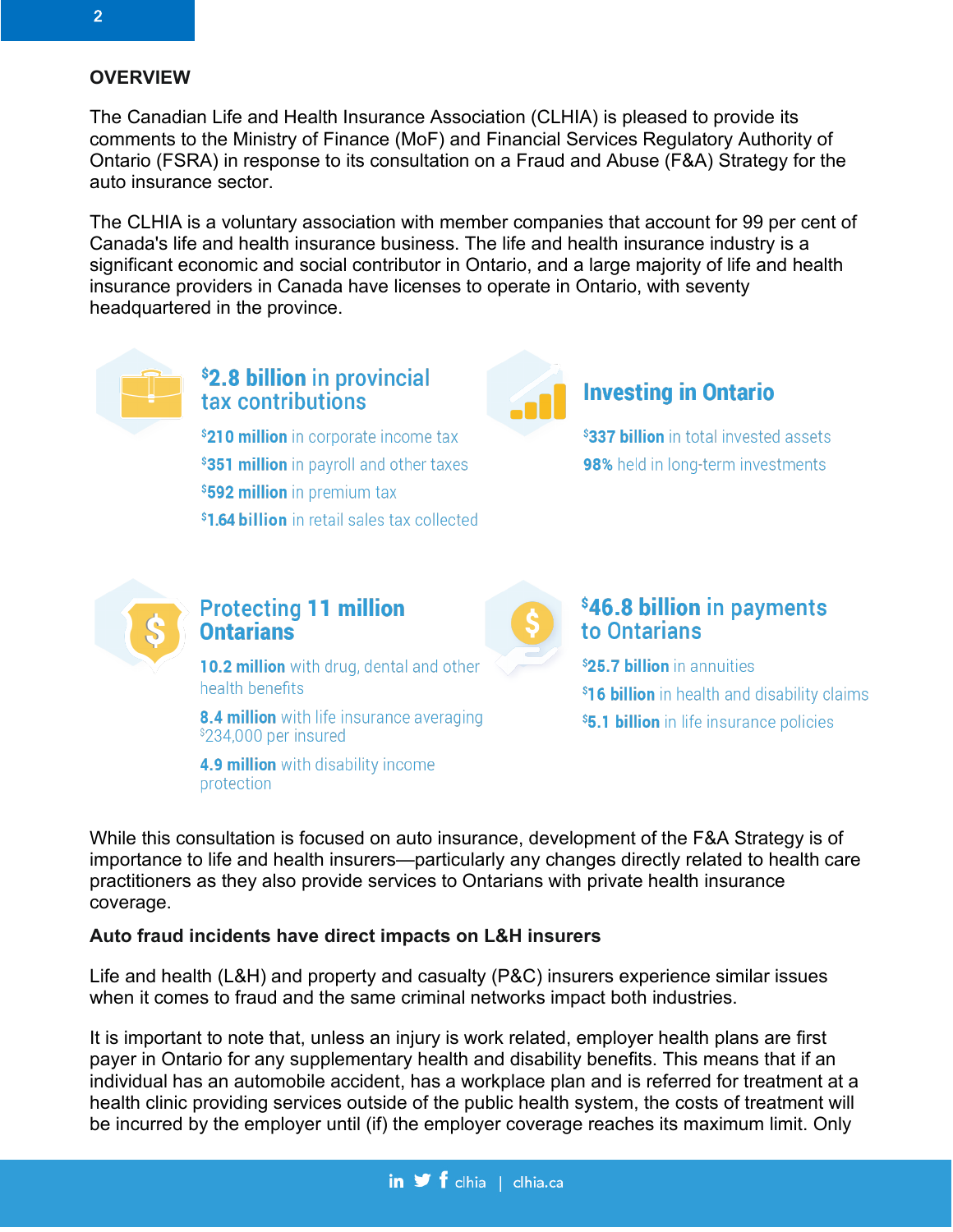## OVERVIEW

The Canadian Life and Health Insurance Association (CLHIA) is pleased to provide its comments to the Ministry of Finance (MoF) and Financial Services Regulatory Authority of Ontario (FSRA) in response to its consultation on a Fraud and Abuse (F&A) Strategy for the auto insurance sector.

The CLHIA is a voluntary association with member companies that account for 99 per cent of Canada's life and health insurance business. The life and health insurance industry is a significant economic and social contributor in Ontario, and a large majority of life and health insurance providers in Canada have licenses to operate in Ontario, with seventy headquartered in the province.

**$2.8 billion** in provincial tax contributions

- **$210 million** in corporate income tax
- **$351 million** in payroll and other taxes
- **$592 million** in premium tax
- **$1.64 billion** in retail sales tax collected

**Investing in Ontario**

- **$337 billion** in total invested assets
- **98%** held in long-term investments

Protecting **11 million** **Ontarians**

- **10.2 million** with drug, dental and other health benefits
- **8.4 million** with life insurance averaging $234,000 per insured
- **4.9 million** with disability income protection

**$46.8 billion** in payments to Ontarians

- **$25.7 billion** in annuities
- **$16 billion** in health and disability claims
- **$5.1 billion** in life insurance policies

While this consultation is focused on auto insurance, development of the F&A Strategy is of importance to life and health insurers—particularly any changes directly related to health care practitioners as they also provide services to Ontarians with private health insurance coverage.

**Auto fraud incidents have direct impacts on L&H insurers**

Life and health (L&H) and property and casualty (P&C) insurers experience similar issues when it comes to fraud and the same criminal networks impact both industries.

It is important to note that, unless an injury is work related, employer health plans are first payer in Ontario for any supplementary health and disability benefits. This means that if an individual has an automobile accident, has a workplace plan and is referred for treatment at a health clinic providing services outside of the public health system, the costs of treatment will be incurred by the employer until (if) the employer coverage reaches its maximum limit. Only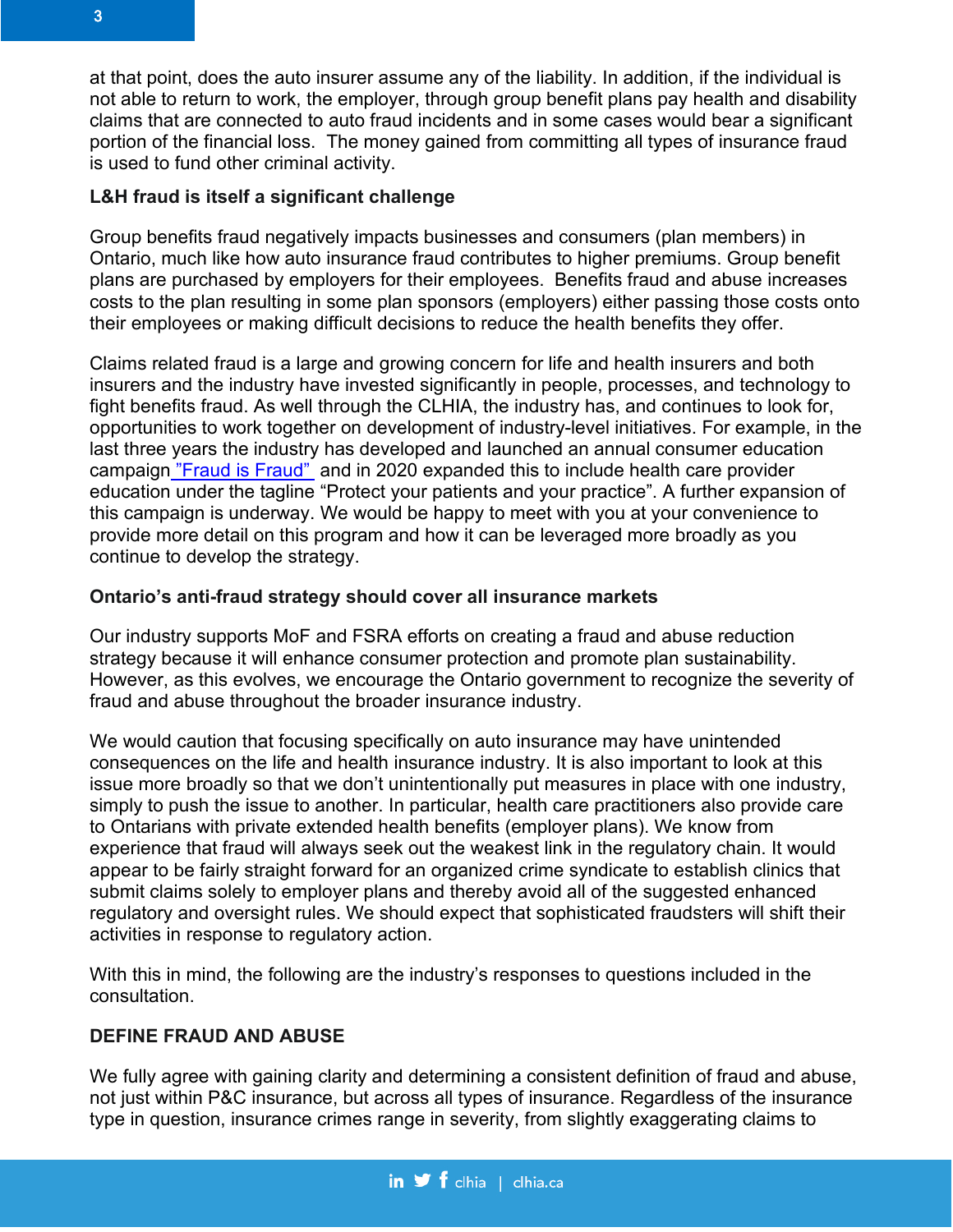at that point, does the auto insurer assume any of the liability. In addition, if the individual is not able to return to work, the employer, through group benefit plans pay health and disability claims that are connected to auto fraud incidents and in some cases would bear a significant portion of the financial loss. The money gained from committing all types of insurance fraud is used to fund other criminal activity.

**L&H fraud is itself a significant challenge**

Group benefits fraud negatively impacts businesses and consumers (plan members) in Ontario, much like how auto insurance fraud contributes to higher premiums. Group benefit plans are purchased by employers for their employees. Benefits fraud and abuse increases costs to the plan resulting in some plan sponsors (employers) either passing those costs onto their employees or making difficult decisions to reduce the health benefits they offer.

Claims related fraud is a large and growing concern for life and health insurers and both insurers and the industry have invested significantly in people, processes, and technology to fight benefits fraud. As well through the CLHIA, the industry has, and continues to look for, opportunities to work together on development of industry-level initiatives. For example, in the last three years the industry has developed and launched an annual consumer education campaign "Fraud is Fraud" and in 2020 expanded this to include health care provider education under the tagline "Protect your patients and your practice". A further expansion of this campaign is underway. We would be happy to meet with you at your convenience to provide more detail on this program and how it can be leveraged more broadly as you continue to develop the strategy.

**Ontario's anti-fraud strategy should cover all insurance markets**

Our industry supports MoF and FSRA efforts on creating a fraud and abuse reduction strategy because it will enhance consumer protection and promote plan sustainability. However, as this evolves, we encourage the Ontario government to recognize the severity of fraud and abuse throughout the broader insurance industry.

We would caution that focusing specifically on auto insurance may have unintended consequences on the life and health insurance industry. It is also important to look at this issue more broadly so that we don't unintentionally put measures in place with one industry, simply to push the issue to another. In particular, health care practitioners also provide care to Ontarians with private extended health benefits (employer plans). We know from experience that fraud will always seek out the weakest link in the regulatory chain. It would appear to be fairly straight forward for an organized crime syndicate to establish clinics that submit claims solely to employer plans and thereby avoid all of the suggested enhanced regulatory and oversight rules. We should expect that sophisticated fraudsters will shift their activities in response to regulatory action.

With this in mind, the following are the industry's responses to questions included in the consultation.

**DEFINE FRAUD AND ABUSE**

We fully agree with gaining clarity and determining a consistent definition of fraud and abuse, not just within P&C insurance, but across all types of insurance. Regardless of the insurance type in question, insurance crimes range in severity, from slightly exaggerating claims to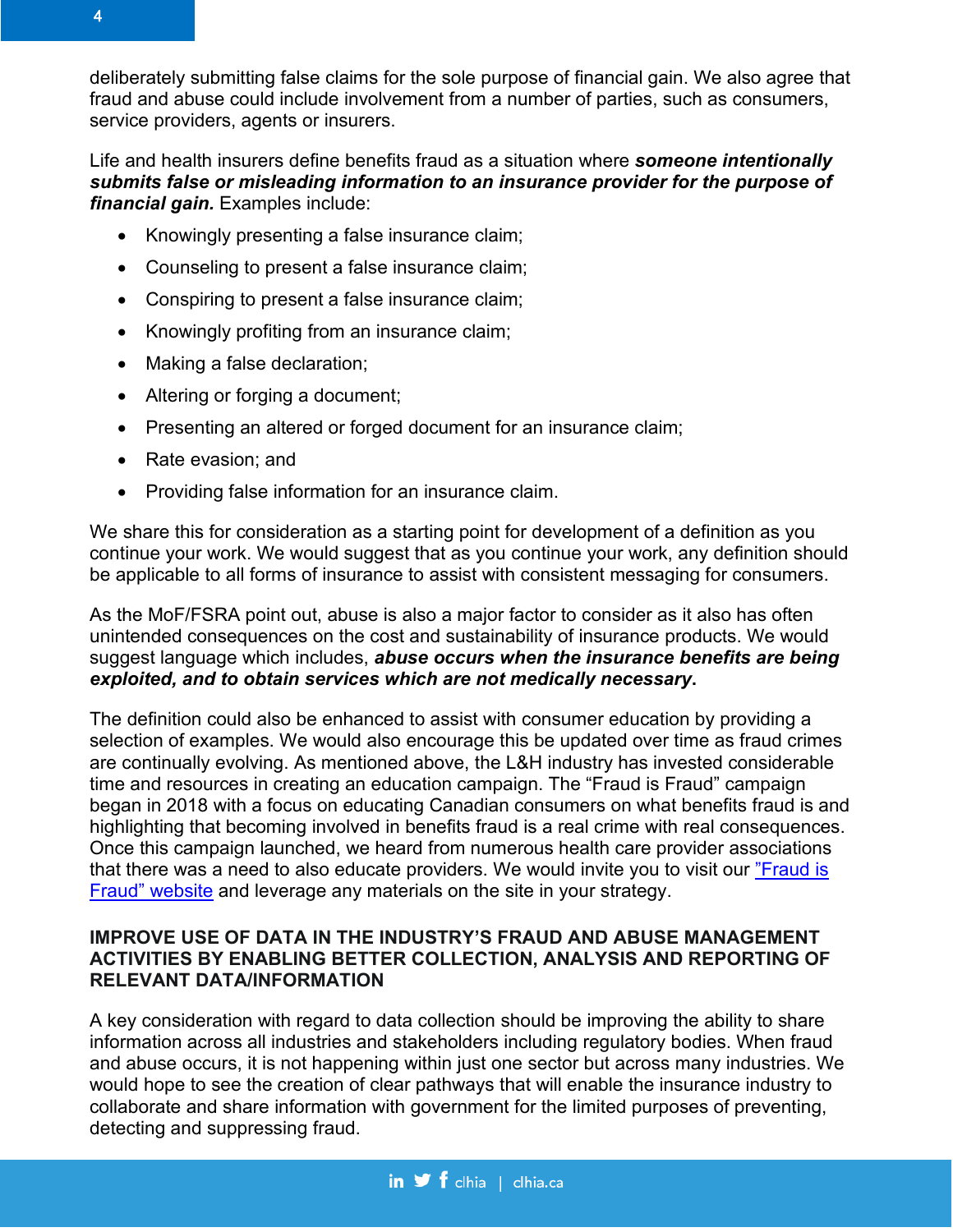deliberately submitting false claims for the sole purpose of financial gain. We also agree that fraud and abuse could include involvement from a number of parties, such as consumers, service providers, agents or insurers.

Life and health insurers define benefits fraud as a situation where ***someone intentionally submits false or misleading information to an insurance provider for the purpose of financial gain.*** Examples include:

- Knowingly presenting a false insurance claim;
- Counseling to present a false insurance claim;
- Conspiring to present a false insurance claim;
- Knowingly profiting from an insurance claim;
- Making a false declaration;
- Altering or forging a document;
- Presenting an altered or forged document for an insurance claim;
- Rate evasion; and
- Providing false information for an insurance claim.

We share this for consideration as a starting point for development of a definition as you continue your work. We would suggest that as you continue your work, any definition should be applicable to all forms of insurance to assist with consistent messaging for consumers.

As the MoF/FSRA point out, abuse is also a major factor to consider as it also has often unintended consequences on the cost and sustainability of insurance products. We would suggest language which includes, ***abuse occurs when the insurance benefits are being exploited, and to obtain services which are not medically necessary***.

The definition could also be enhanced to assist with consumer education by providing a selection of examples. We would also encourage this be updated over time as fraud crimes are continually evolving. As mentioned above, the L&H industry has invested considerable time and resources in creating an education campaign. The "Fraud is Fraud" campaign began in 2018 with a focus on educating Canadian consumers on what benefits fraud is and highlighting that becoming involved in benefits fraud is a real crime with real consequences. Once this campaign launched, we heard from numerous health care provider associations that there was a need to also educate providers. We would invite you to visit our "Fraud is Fraud" website and leverage any materials on the site in your strategy.

**IMPROVE USE OF DATA IN THE INDUSTRY'S FRAUD AND ABUSE MANAGEMENT ACTIVITIES BY ENABLING BETTER COLLECTION, ANALYSIS AND REPORTING OF RELEVANT DATA/INFORMATION**

A key consideration with regard to data collection should be improving the ability to share information across all industries and stakeholders including regulatory bodies. When fraud and abuse occurs, it is not happening within just one sector but across many industries. We would hope to see the creation of clear pathways that will enable the insurance industry to collaborate and share information with government for the limited purposes of preventing, detecting and suppressing fraud.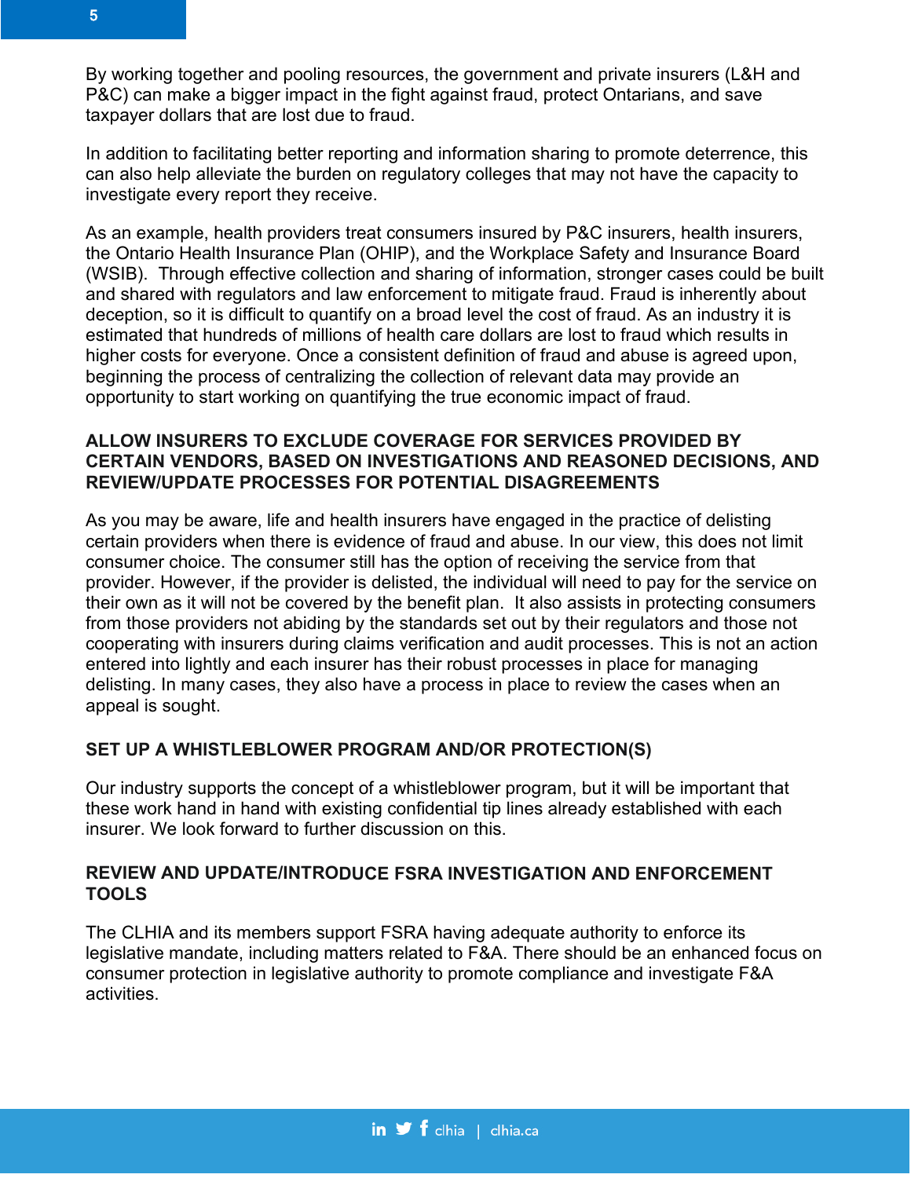By working together and pooling resources, the government and private insurers (L&H and P&C) can make a bigger impact in the fight against fraud, protect Ontarians, and save taxpayer dollars that are lost due to fraud.

In addition to facilitating better reporting and information sharing to promote deterrence, this can also help alleviate the burden on regulatory colleges that may not have the capacity to investigate every report they receive.

As an example, health providers treat consumers insured by P&C insurers, health insurers, the Ontario Health Insurance Plan (OHIP), and the Workplace Safety and Insurance Board (WSIB). Through effective collection and sharing of information, stronger cases could be built and shared with regulators and law enforcement to mitigate fraud. Fraud is inherently about deception, so it is difficult to quantify on a broad level the cost of fraud. As an industry it is estimated that hundreds of millions of health care dollars are lost to fraud which results in higher costs for everyone. Once a consistent definition of fraud and abuse is agreed upon, beginning the process of centralizing the collection of relevant data may provide an opportunity to start working on quantifying the true economic impact of fraud.

**ALLOW INSURERS TO EXCLUDE COVERAGE FOR SERVICES PROVIDED BY CERTAIN VENDORS, BASED ON INVESTIGATIONS AND REASONED DECISIONS, AND REVIEW/UPDATE PROCESSES FOR POTENTIAL DISAGREEMENTS**

As you may be aware, life and health insurers have engaged in the practice of delisting certain providers when there is evidence of fraud and abuse. In our view, this does not limit consumer choice. The consumer still has the option of receiving the service from that provider. However, if the provider is delisted, the individual will need to pay for the service on their own as it will not be covered by the benefit plan. It also assists in protecting consumers from those providers not abiding by the standards set out by their regulators and those not cooperating with insurers during claims verification and audit processes. This is not an action entered into lightly and each insurer has their robust processes in place for managing delisting. In many cases, they also have a process in place to review the cases when an appeal is sought.

**SET UP A WHISTLEBLOWER PROGRAM AND/OR PROTECTION(S)**

Our industry supports the concept of a whistleblower program, but it will be important that these work hand in hand with existing confidential tip lines already established with each insurer. We look forward to further discussion on this.

**REVIEW AND UPDATE/INTRODUCE FSRA INVESTIGATION AND ENFORCEMENT TOOLS**

The CLHIA and its members support FSRA having adequate authority to enforce its legislative mandate, including matters related to F&A. There should be an enhanced focus on consumer protection in legislative authority to promote compliance and investigate F&A activities.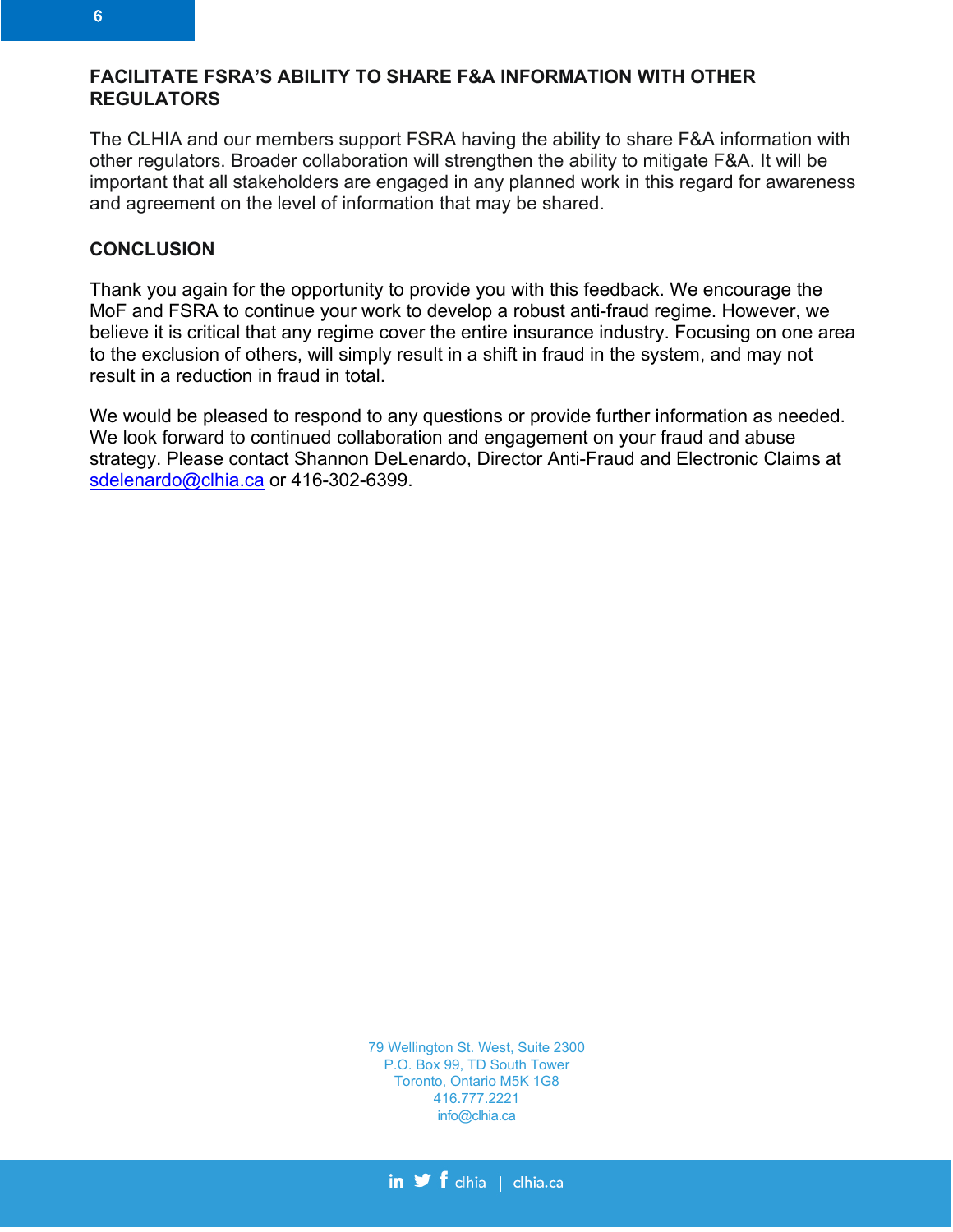## FACILITATE FSRA'S ABILITY TO SHARE F&A INFORMATION WITH OTHER REGULATORS

The CLHIA and our members support FSRA having the ability to share F&A information with other regulators. Broader collaboration will strengthen the ability to mitigate F&A. It will be important that all stakeholders are engaged in any planned work in this regard for awareness and agreement on the level of information that may be shared.

## CONCLUSION

Thank you again for the opportunity to provide you with this feedback. We encourage the MoF and FSRA to continue your work to develop a robust anti-fraud regime. However, we believe it is critical that any regime cover the entire insurance industry. Focusing on one area to the exclusion of others, will simply result in a shift in fraud in the system, and may not result in a reduction in fraud in total.

We would be pleased to respond to any questions or provide further information as needed. We look forward to continued collaboration and engagement on your fraud and abuse strategy. Please contact Shannon DeLenardo, Director Anti-Fraud and Electronic Claims at sdelenardo@clhia.ca or 416-302-6399.

79 Wellington St. West, Suite 2300
P.O. Box 99, TD South Tower
Toronto, Ontario M5K 1G8
416.777.2221
info@clhia.ca

clhia | clhia.ca